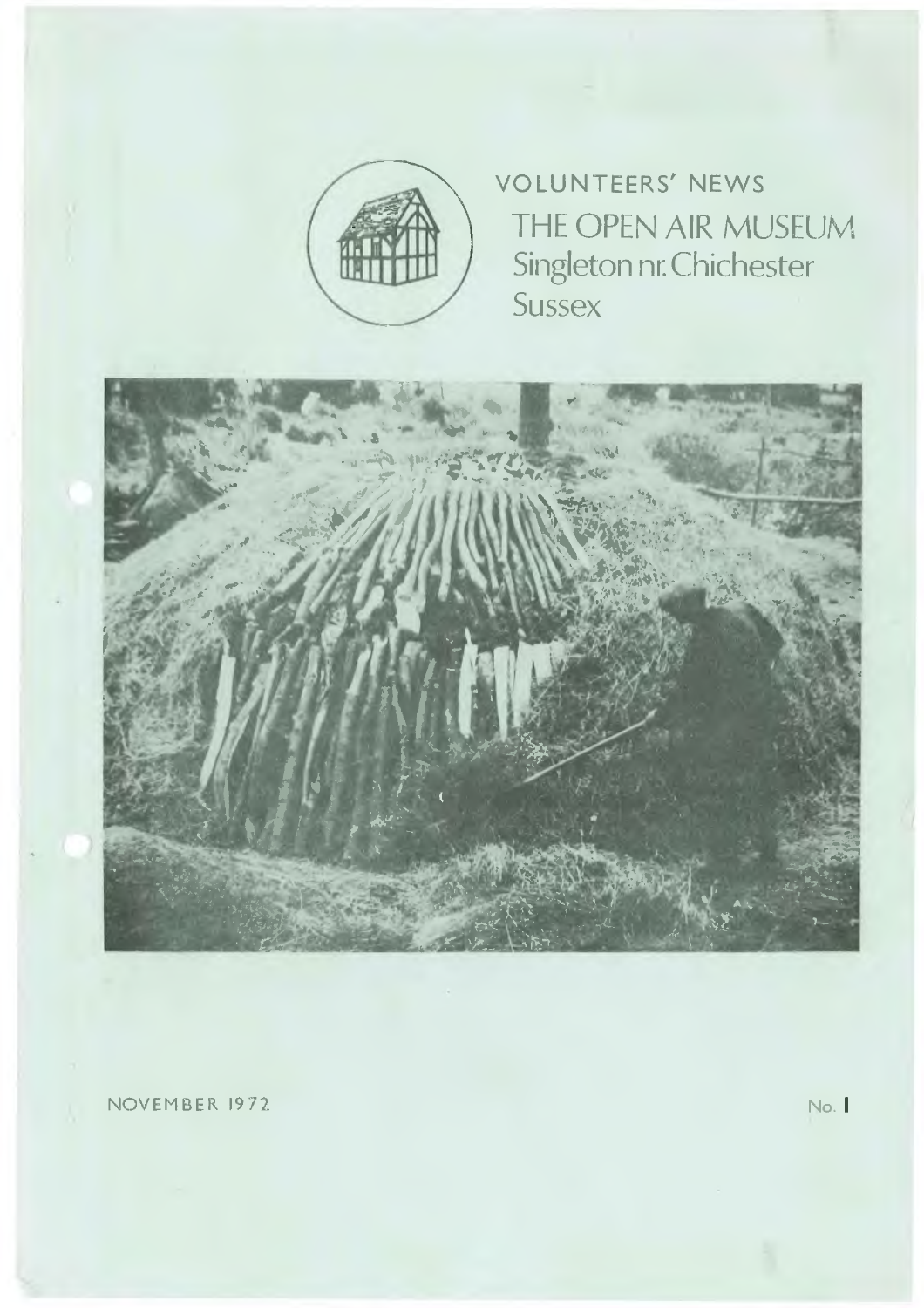VOLUNTEERS' NEWS

# THE OPEN AIR MUSEUM
Singleton nr. Chichester
Sussex

NOVEMBER 1972

No. 1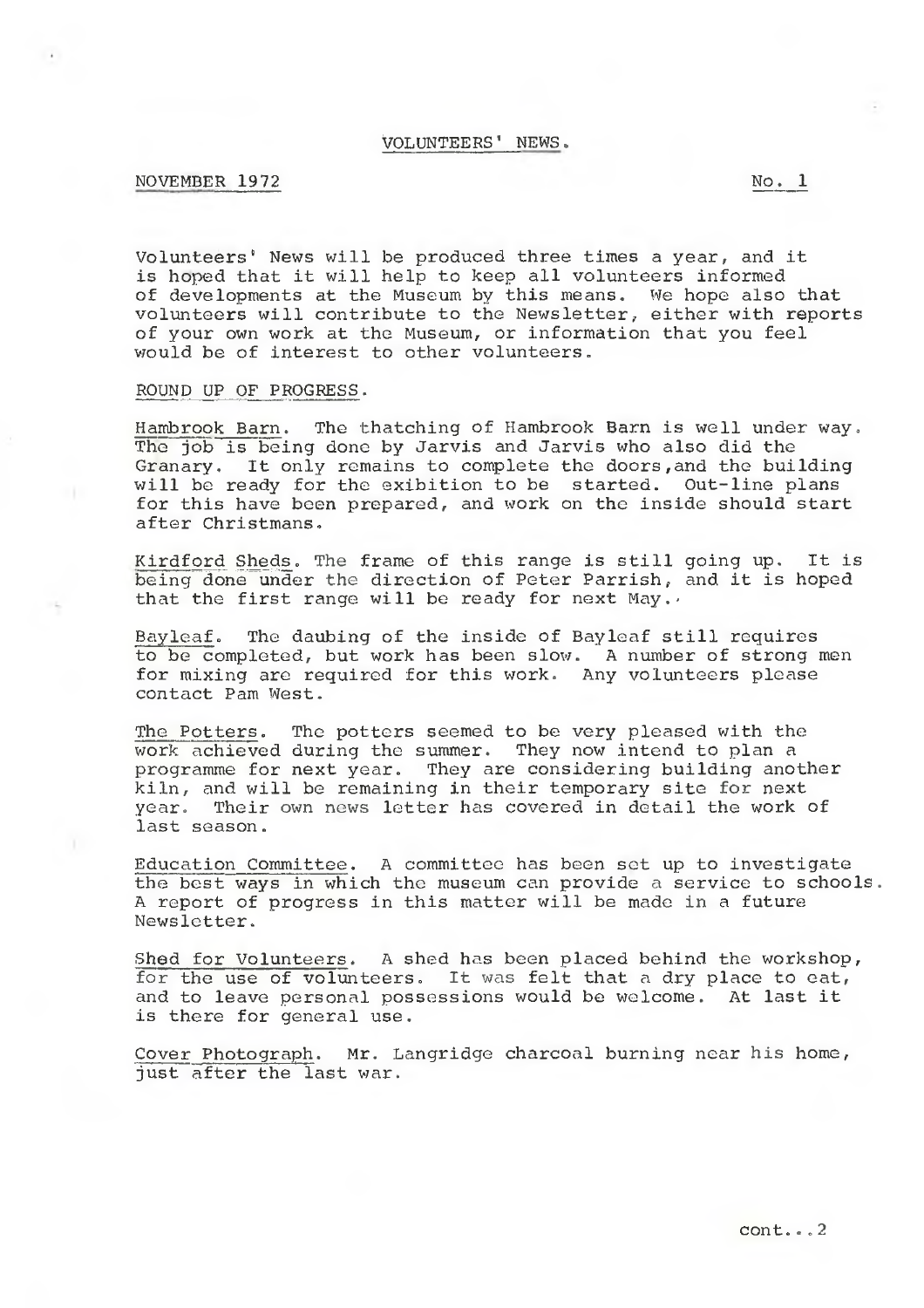# VOLUNTEERS' NEWS.

NOVEMBER 1972 No. 1

Volunteers' News will be produced three times a year, and it is hoped that it will help to keep all volunteers informed of developments at the Museum by this means. We hope also that volunteers will contribute to the Newsletter, either with reports of your own work at the Museum, or information that you feel would be of interest to other volunteers.

## ROUND UP OF PROGRESS.

Hambrook Barn. The thatching of Hambrook Barn is well under way. The job is being done by Jarvis and Jarvis who also did the Granary. It only remains to complete the doors,and the building will be ready for the exibition to be started. Out-line plans for this have been prepared, and work on the inside should start after Christmans.

Kirdford Sheds. The frame of this range is still going up. It is being done under the direction of Peter Parrish, and it is hoped that the first range will be ready for next May.

Bayleaf. The daubing of the inside of Bayleaf still requires to be completed, but work has been slow. A number of strong men for mixing are required for this work. Any volunteers please contact Pam West.

The Potters. The potters seemed to be very pleased with the work achieved during the summer. They now intend to plan a programme for next year. They are considering building another kiln, and will be remaining in their temporary site for next year. Their own news letter has covered in detail the work of last season.

Education Committee. A committee has been set up to investigate the best ways in which the museum can provide a service to schools. A report of progress in this matter will be made in a future Newsletter.

Shed for Volunteers. A shed has been placed behind the workshop, for the use of volunteers. It was felt that a dry place to eat, and to leave personal possessions would be welcome. At last it is there for general use.

Cover Photograph. Mr. Langridge charcoal burning near his home, just after the last war.

cont...2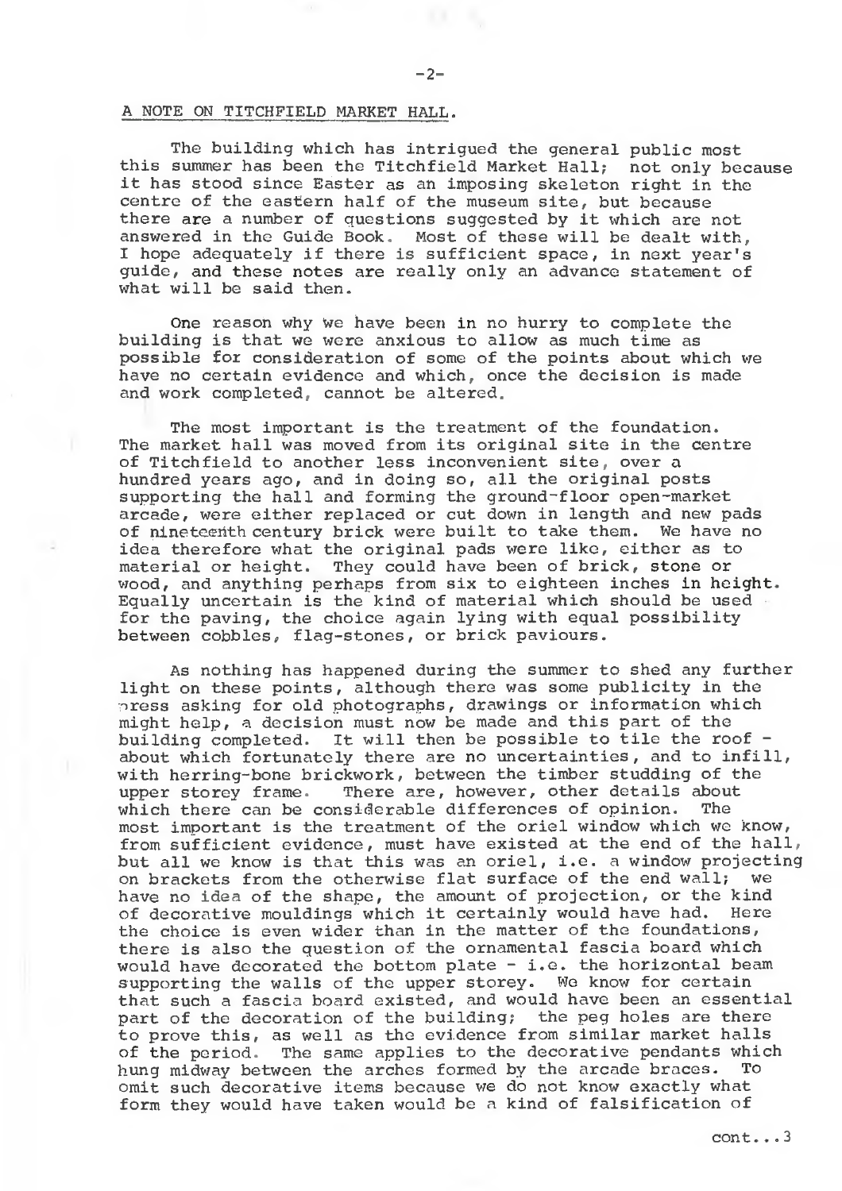## A NOTE ON TITCHFIELD MARKET HALL.

The building which has intrigued the general public most this summer has been the Titchfield Market Hall; not only because it has stood since Easter as an imposing skeleton right in the centre of the eastern half of the museum site, but because there are a number of questions suggested by it which are not answered in the Guide Book. Most of these will be dealt with, I hope adequately if there is sufficient space, in next year's guide, and these notes are really only an advance statement of what will be said then.

One reason why we have been in no hurry to complete the building is that we were anxious to allow as much time as possible for consideration of some of the points about which we have no certain evidence and which, once the decision is made and work completed, cannot be altered.

The most important is the treatment of the foundation. The market hall was moved from its original site in the centre of Titchfield to another less inconvenient site, over a hundred years ago, and in doing so, all the original posts supporting the hall and forming the ground-floor open-market arcade, were either replaced or cut down in length and new pads of nineteenth century brick were built to take them. We have no idea therefore what the original pads were like, either as to material or height. They could have been of brick, stone or wood, and anything perhaps from six to eighteen inches in height. Equally uncertain is the kind of material which should be used for the paving, the choice again lying with equal possibility between cobbles, flag-stones, or brick paviours.

As nothing has happened during the summer to shed any further light on these points, although there was some publicity in the press asking for old photographs, drawings or information which might help, a decision must now be made and this part of the building completed. It will then be possible to tile the roof - about which fortunately there are no uncertainties, and to infill, with herring-bone brickwork, between the timber studding of the upper storey frame. There are, however, other details about which there can be considerable differences of opinion. The most important is the treatment of the oriel window which we know, from sufficient evidence, must have existed at the end of the hall, but all we know is that this was an oriel, i.e. a window projecting on brackets from the otherwise flat surface of the end wall; we have no idea of the shape, the amount of projection, or the kind of decorative mouldings which it certainly would have had. Here the choice is even wider than in the matter of the foundations, there is also the question of the ornamental fascia board which would have decorated the bottom plate - i.e. the horizontal beam supporting the walls of the upper storey. We know for certain that such a fascia board existed, and would have been an essential part of the decoration of the building; the peg holes are there to prove this, as well as the evidence from similar market halls of the period. The same applies to the decorative pendants which hung midway between the arches formed by the arcade braces. To omit such decorative items because we do not know exactly what form they would have taken would be a kind of falsification of

cont...3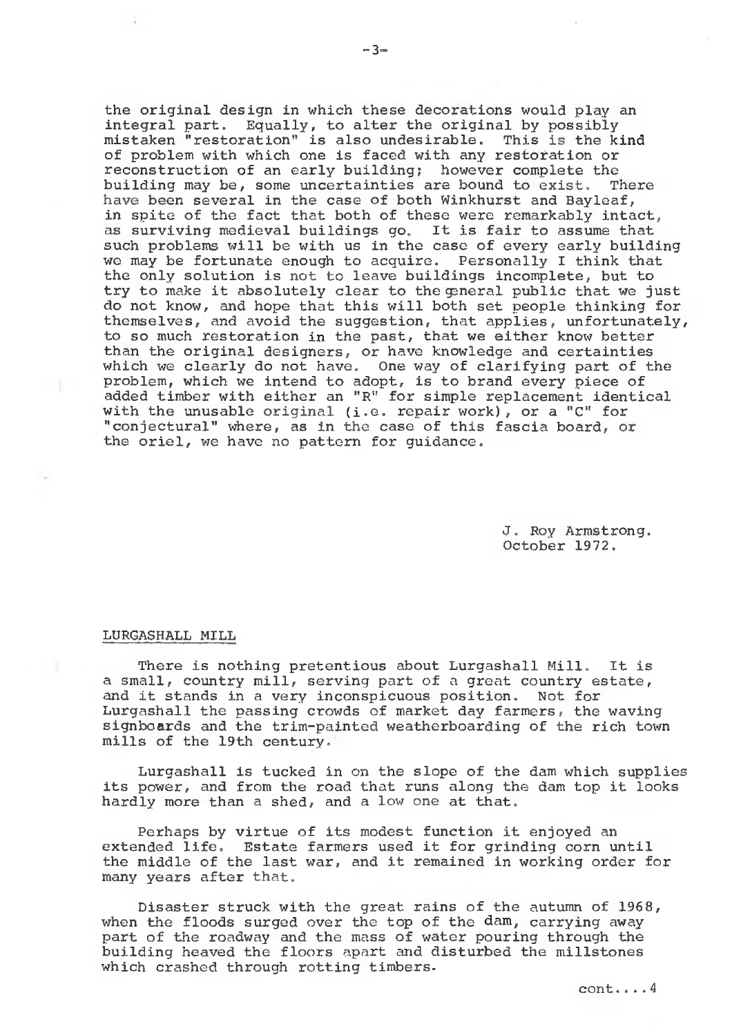the original design in which these decorations would play an integral part. Equally, to alter the original by possibly mistaken "restoration" is also undesirable. This is the kind of problem with which one is faced with any restoration or reconstruction of an early building; however complete the building may be, some uncertainties are bound to exist. There have been several in the case of both Winkhurst and Bayleaf, in spite of the fact that both of these were remarkably intact, as surviving medieval buildings go. It is fair to assume that such problems will be with us in the case of every early building we may be fortunate enough to acquire. Personally I think that the only solution is not to leave buildings incomplete, but to try to make it absolutely clear to the general public that we just do not know, and hope that this will both set people thinking for themselves, and avoid the suggestion, that applies, unfortunately, to so much restoration in the past, that we either know better than the original designers, or have knowledge and certainties which we clearly do not have. One way of clarifying part of the problem, which we intend to adopt, is to brand every piece of added timber with either an "R" for simple replacement identical with the unusable original (i.e. repair work), or a "C" for "conjectural" where, as in the case of this fascia board, or the oriel, we have no pattern for guidance.

J. Roy Armstrong.
October 1972.

## LURGASHALL MILL

There is nothing pretentious about Lurgashall Mill. It is a small, country mill, serving part of a great country estate, and it stands in a very inconspicuous position. Not for Lurgashall the passing crowds of market day farmers, the waving signboards and the trim-painted weatherboarding of the rich town mills of the 19th century.

Lurgashall is tucked in on the slope of the dam which supplies its power, and from the road that runs along the dam top it looks hardly more than a shed, and a low one at that.

Perhaps by virtue of its modest function it enjoyed an extended life. Estate farmers used it for grinding corn until the middle of the last war, and it remained in working order for many years after that.

Disaster struck with the great rains of the autumn of 1968, when the floods surged over the top of the dam, carrying away part of the roadway and the mass of water pouring through the building heaved the floors apart and disturbed the millstones which crashed through rotting timbers.

cont....4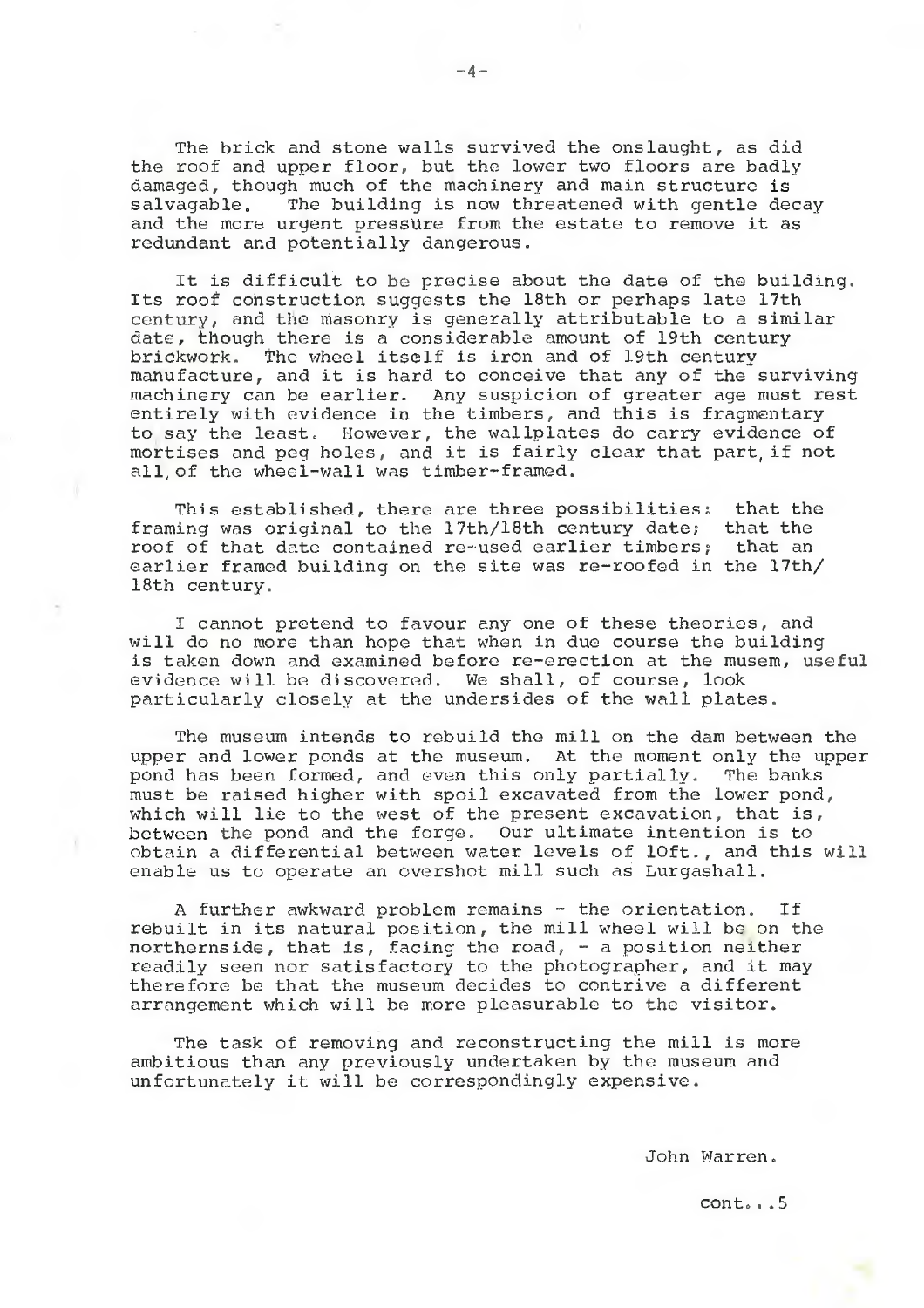The brick and stone walls survived the onslaught, as did the roof and upper floor, but the lower two floors are badly damaged, though much of the machinery and main structure is salvagable. The building is now threatened with gentle decay and the more urgent pressure from the estate to remove it as redundant and potentially dangerous.

It is difficult to be precise about the date of the building. Its roof construction suggests the 18th or perhaps late 17th century, and the masonry is generally attributable to a similar date, though there is a considerable amount of 19th century brickwork. The wheel itself is iron and of 19th century manufacture, and it is hard to conceive that any of the surviving machinery can be earlier. Any suspicion of greater age must rest entirely with evidence in the timbers, and this is fragmentary to say the least. However, the wallplates do carry evidence of mortises and peg holes, and it is fairly clear that part, if not all, of the wheel-wall was timber-framed.

This established, there are three possibilities: that the framing was original to the 17th/18th century date; that the roof of that date contained re-used earlier timbers; that an earlier framed building on the site was re-roofed in the 17th/18th century.

I cannot pretend to favour any one of these theories, and will do no more than hope that when in due course the building is taken down and examined before re-erection at the musem, useful evidence will be discovered. We shall, of course, look particularly closely at the undersides of the wall plates.

The museum intends to rebuild the mill on the dam between the upper and lower ponds at the museum. At the moment only the upper pond has been formed, and even this only partially. The banks must be raised higher with spoil excavated from the lower pond, which will lie to the west of the present excavation, that is, between the pond and the forge. Our ultimate intention is to obtain a differential between water levels of 10ft., and this will enable us to operate an overshot mill such as Lurgashall.

A further awkward problem remains - the orientation. If rebuilt in its natural position, the mill wheel will be on the northernside, that is, facing the road, - a position neither readily seen nor satisfactory to the photographer, and it may therefore be that the museum decides to contrive a different arrangement which will be more pleasurable to the visitor.

The task of removing and reconstructing the mill is more ambitious than any previously undertaken by the museum and unfortunately it will be correspondingly expensive.

John Warren.

cont...5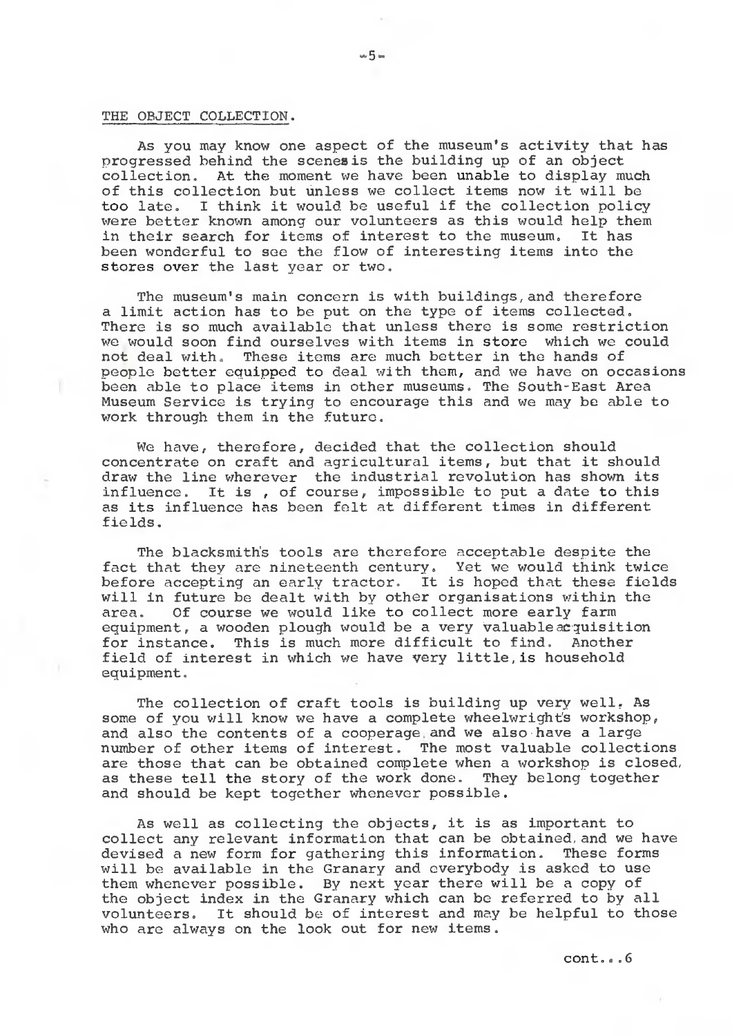## THE OBJECT COLLECTION.

As you may know one aspect of the museum's activity that has progressed behind the scenes is the building up of an object collection. At the moment we have been unable to display much of this collection but unless we collect items now it will be too late. I think it would be useful if the collection policy were better known among our volunteers as this would help them in their search for items of interest to the museum. It has been wonderful to see the flow of interesting items into the stores over the last year or two.

The museum's main concern is with buildings, and therefore a limit action has to be put on the type of items collected. There is so much available that unless there is some restriction we would soon find ourselves with items in store which we could not deal with. These items are much better in the hands of people better equipped to deal with them, and we have on occasions been able to place items in other museums. The South-East Area Museum Service is trying to encourage this and we may be able to work through them in the future.

We have, therefore, decided that the collection should concentrate on craft and agricultural items, but that it should draw the line wherever the industrial revolution has shown its influence. It is , of course, impossible to put a date to this as its influence has been felt at different times in different fields.

The blacksmith's tools are therefore acceptable despite the fact that they are nineteenth century. Yet we would think twice before accepting an early tractor. It is hoped that these fields will in future be dealt with by other organisations within the area. Of course we would like to collect more early farm equipment, a wooden plough would be a very valuable acquisition for instance. This is much more difficult to find. Another field of interest in which we have very little, is household equipment.

The collection of craft tools is building up very well. As some of you will know we have a complete wheelwright's workshop, and also the contents of a cooperage, and we also have a large number of other items of interest. The most valuable collections are those that can be obtained complete when a workshop is closed, as these tell the story of the work done. They belong together and should be kept together whenever possible.

As well as collecting the objects, it is as important to collect any relevant information that can be obtained, and we have devised a new form for gathering this information. These forms will be available in the Granary and everybody is asked to use them whenever possible. By next year there will be a copy of the object index in the Granary which can be referred to by all volunteers. It should be of interest and may be helpful to those who are always on the look out for new items.

cont...6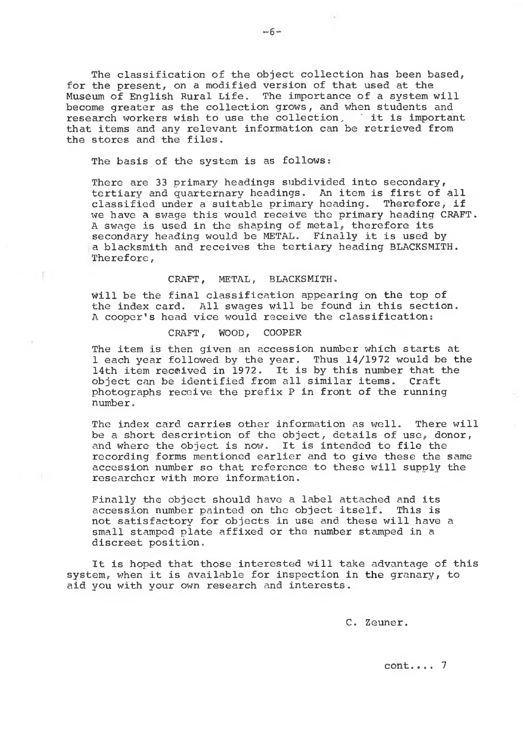The classification of the object collection has been based, for the present, on a modified version of that used at the Museum of English Rural Life. The importance of a system will become greater as the collection grows, and when students and research workers wish to use the collection, it is important that items and any relevant information can be retrieved from the stores and the files.

The basis of the system is as follows:

There are 33 primary headings subdivided into secondary, tertiary and quarternary headings. An item is first of all classified under a suitable primary heading. Therefore, if we have a swage this would receive the primary heading CRAFT. A swage is used in the shaping of metal, therefore its secondary heading would be METAL. Finally it is used by a blacksmith and receives the tertiary heading BLACKSMITH. Therefore,

CRAFT, METAL, BLACKSMITH.

will be the final classification appearing on the top of the index card. All swages will be found in this section. A cooper's head vice would receive the classification:

CRAFT, WOOD, COOPER

The item is then given an accession number which starts at 1 each year followed by the year. Thus 14/1972 would be the 14th item received in 1972. It is by this number that the object can be identified from all similar items. Craft photographs receive the prefix P in front of the running number.

The index card carries other information as well. There will be a short description of the object, details of use, donor, and where the object is now. It is intended to file the recording forms mentioned earlier and to give these the same accession number so that reference to these will supply the researcher with more information.

Finally the object should have a label attached and its accession number painted on the object itself. This is not satisfactory for objects in use and these will have a small stamped plate affixed or the number stamped in a discreet position.

It is hoped that those interested will take advantage of this system, when it is available for inspection in the granary, to aid you with your own research and interests.

C. Zeuner.

cont.... 7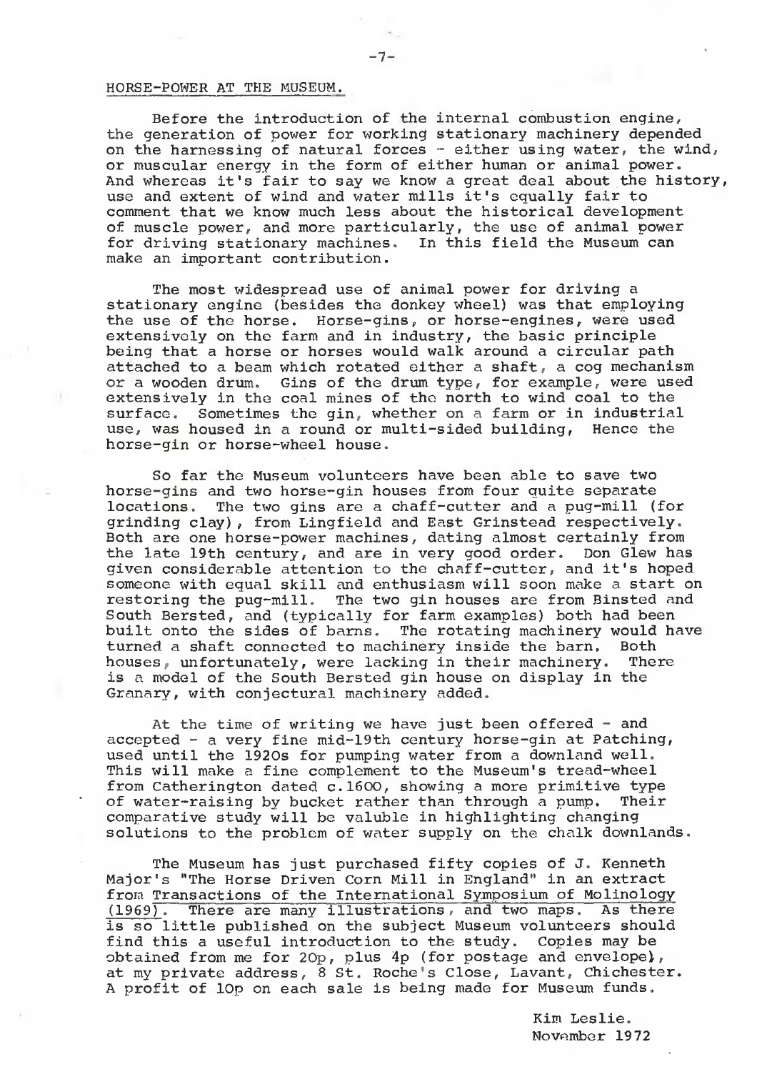## HORSE-POWER AT THE MUSEUM.

Before the introduction of the internal combustion engine, the generation of power for working stationary machinery depended on the harnessing of natural forces - either using water, the wind, or muscular energy in the form of either human or animal power. And whereas it's fair to say we know a great deal about the history, use and extent of wind and water mills it's equally fair to comment that we know much less about the historical development of muscle power, and more particularly, the use of animal power for driving stationary machines. In this field the Museum can make an important contribution.

The most widespread use of animal power for driving a stationary engine (besides the donkey wheel) was that employing the use of the horse. Horse-gins, or horse-engines, were used extensively on the farm and in industry, the basic principle being that a horse or horses would walk around a circular path attached to a beam which rotated either a shaft, a cog mechanism or a wooden drum. Gins of the drum type, for example, were used extensively in the coal mines of the north to wind coal to the surface. Sometimes the gin, whether on a farm or in industrial use, was housed in a round or multi-sided building, Hence the horse-gin or horse-wheel house.

So far the Museum volunteers have been able to save two horse-gins and two horse-gin houses from four quite separate locations. The two gins are a chaff-cutter and a pug-mill (for grinding clay), from Lingfield and East Grinstead respectively. Both are one horse-power machines, dating almost certainly from the late 19th century, and are in very good order. Don Glew has given considerable attention to the chaff-cutter, and it's hoped someone with equal skill and enthusiasm will soon make a start on restoring the pug-mill. The two gin houses are from Binsted and South Bersted, and (typically for farm examples) both had been built onto the sides of barns. The rotating machinery would have turned a shaft connected to machinery inside the barn. Both houses, unfortunately, were lacking in their machinery. There is a model of the South Bersted gin house on display in the Granary, with conjectural machinery added.

At the time of writing we have just been offered - and accepted - a very fine mid-19th century horse-gin at Patching, used until the 1920s for pumping water from a downland well. This will make a fine complement to the Museum's tread-wheel from Catherington dated c.1600, showing a more primitive type of water-raising by bucket rather than through a pump. Their comparative study will be valuble in highlighting changing solutions to the problem of water supply on the chalk downlands.

The Museum has just purchased fifty copies of J. Kenneth Major's "The Horse Driven Corn Mill in England" in an extract from Transactions of the International Symposium of Molinology (1969). There are many illustrations, and two maps. As there is so little published on the subject Museum volunteers should find this a useful introduction to the study. Copies may be obtained from me for 20p, plus 4p (for postage and envelope), at my private address, 8 St. Roche's Close, Lavant, Chichester. A profit of 10p on each sale is being made for Museum funds.

Kim Leslie.
November 1972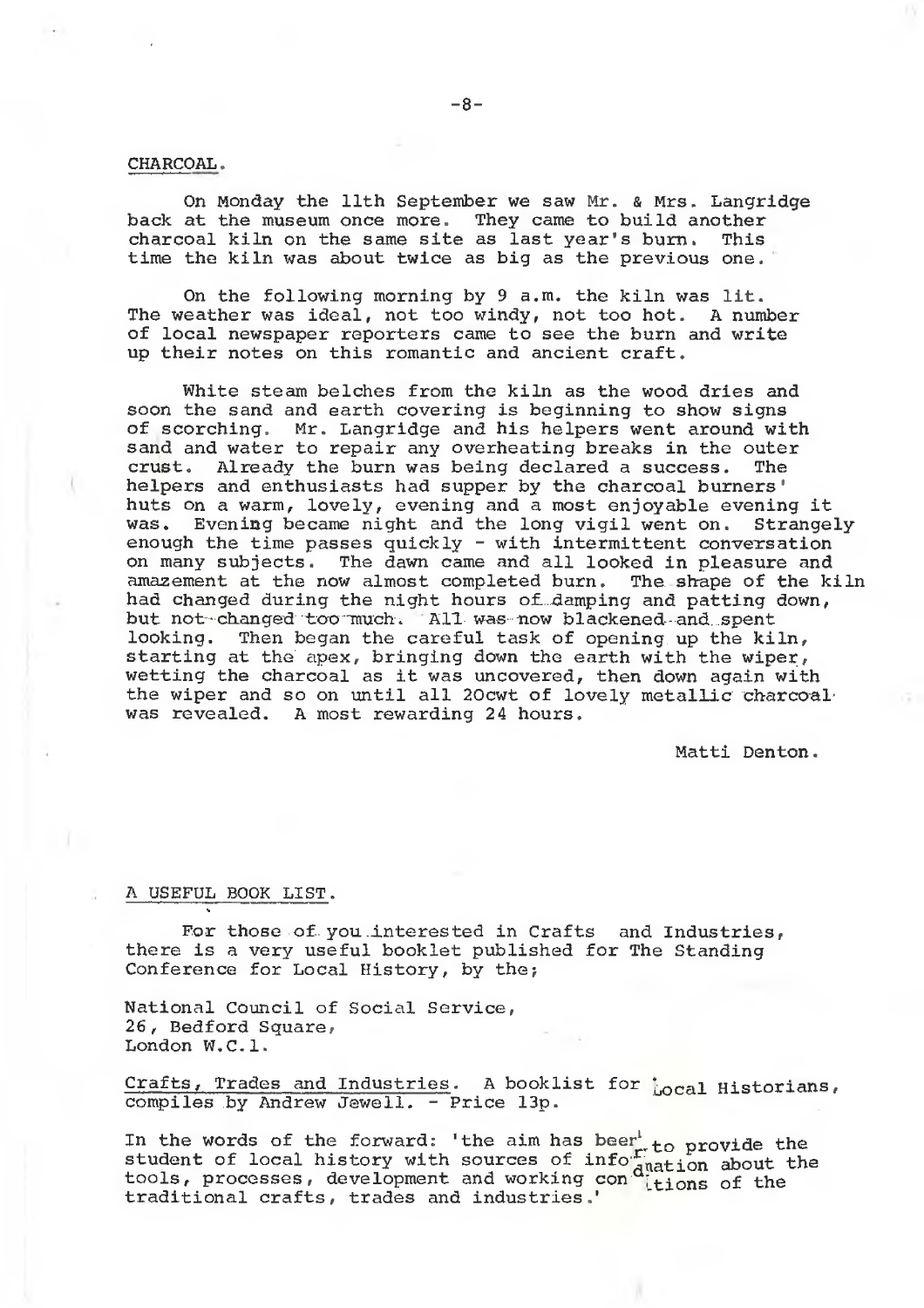## CHARCOAL.

On Monday the 11th September we saw Mr. & Mrs. Langridge back at the museum once more. They came to build another charcoal kiln on the same site as last year's burn. This time the kiln was about twice as big as the previous one.

On the following morning by 9 a.m. the kiln was lit. The weather was ideal, not too windy, not too hot. A number of local newspaper reporters came to see the burn and write up their notes on this romantic and ancient craft.

White steam belches from the kiln as the wood dries and soon the sand and earth covering is beginning to show signs of scorching. Mr. Langridge and his helpers went around with sand and water to repair any overheating breaks in the outer crust. Already the burn was being declared a success. The helpers and enthusiasts had supper by the charcoal burners' huts on a warm, lovely, evening and a most enjoyable evening it was. Evening became night and the long vigil went on. Strangely enough the time passes quickly - with intermittent conversation on many subjects. The dawn came and all looked in pleasure and amazement at the now almost completed burn. The shape of the kiln had changed during the night hours of damping and patting down, but not changed too much. All was now blackened and spent looking. Then began the careful task of opening up the kiln, starting at the apex, bringing down the earth with the wiper, wetting the charcoal as it was uncovered, then down again with the wiper and so on until all 20cwt of lovely metallic charcoal was revealed. A most rewarding 24 hours.

Matti Denton.

## A USEFUL BOOK LIST.

For those of you interested in Crafts and Industries, there is a very useful booklet published for The Standing Conference for Local History, by the;

National Council of Social Service,
26, Bedford Square,
London W.C.1.

Crafts, Trades and Industries. A booklist for Local Historians, compiles by Andrew Jewell. - Price 13p.

In the words of the forward: 'the aim has been to provide the student of local history with sources of information about the tools, processes, development and working conditions of the traditional crafts, trades and industries.'